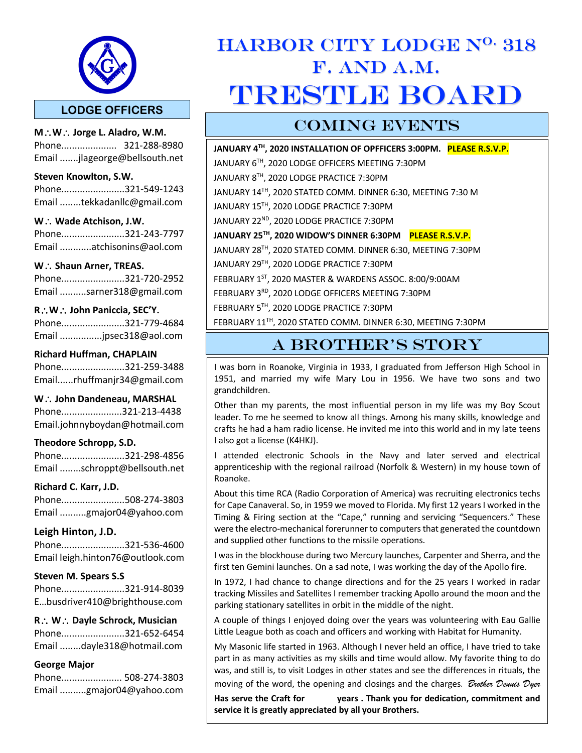# HARBOR CITY LODGE No. 318 F. AND A.M.

# TRESTLE BOARD

## LODGE OFFICERS

**M∴W∴ Jorge L. Aladro, W.M.**
Phone..................... 321-288-8980
Email .......jlageorge@bellsouth.net

**Steven Knowlton, S.W.**
Phone........................321-549-1243
Email ........tekkadanllc@gmail.com

**W∴ Wade Atchison, J.W.**
Phone........................321-243-7797
Email ............atchisonins@aol.com

**W∴ Shaun Arner, TREAS.**
Phone........................321-720-2952
Email ..........sarner318@gmail.com

**R∴W∴ John Paniccia, SEC'Y.**
Phone........................321-779-4684
Email ................jpsec318@aol.com

**Richard Huffman, CHAPLAIN**
Phone........................321-259-3488
Email......rhuffmanjr34@gmail.com

**W∴ John Dandeneau, MARSHAL**
Phone.......................321-213-4438
Email.johnnyboydan@hotmail.com

**Theodore Schropp, S.D.**
Phone........................321-298-4856
Email ........schroppt@bellsouth.net

**Richard C. Karr, J.D.**
Phone........................508-274-3803
Email ..........gmajor04@yahoo.com

**Leigh Hinton, J.D.**
Phone........................321-536-4600
Email leigh.hinton76@outlook.com

**Steven M. Spears S.S**
Phone........................321-914-8039
E…busdriver410@brighthouse.com

**R∴ W∴ Dayle Schrock, Musician**
Phone........................321-652-6454
Email ........dayle318@hotmail.com

**George Major**
Phone....................... 508-274-3803
Email ..........gmajor04@yahoo.com

## COMING EVENTS

**JANUARY 4TH, 2020 INSTALLATION OF OPFFICERS 3:00PM. PLEASE R.S.V.P.**
JANUARY 6TH, 2020 LODGE OFFICERS MEETING 7:30PM
JANUARY 8TH, 2020 LODGE PRACTICE 7:30PM
JANUARY 14TH, 2020 STATED COMM. DINNER 6:30, MEETING 7:30 M
JANUARY 15TH, 2020 LODGE PRACTICE 7:30PM
JANUARY 22ND, 2020 LODGE PRACTICE 7:30PM
**JANUARY 25TH, 2020 WIDOW'S DINNER 6:30PM PLEASE R.S.V.P.**
JANUARY 28TH, 2020 STATED COMM. DINNER 6:30, MEETING 7:30PM
JANUARY 29TH, 2020 LODGE PRACTICE 7:30PM
FEBRUARY 1ST, 2020 MASTER & WARDENS ASSOC. 8:00/9:00AM
FEBRUARY 3RD, 2020 LODGE OFFICERS MEETING 7:30PM
FEBRUARY 5TH, 2020 LODGE PRACTICE 7:30PM
FEBRUARY 11TH, 2020 STATED COMM. DINNER 6:30, MEETING 7:30PM

## A BROTHER'S STORY

I was born in Roanoke, Virginia in 1933, I graduated from Jefferson High School in 1951, and married my wife Mary Lou in 1956. We have two sons and two grandchildren.

Other than my parents, the most influential person in my life was my Boy Scout leader. To me he seemed to know all things. Among his many skills, knowledge and crafts he had a ham radio license. He invited me into this world and in my late teens I also got a license (K4HKJ).

I attended electronic Schools in the Navy and later served and electrical apprenticeship with the regional railroad (Norfolk & Western) in my house town of Roanoke.

About this time RCA (Radio Corporation of America) was recruiting electronics techs for Cape Canaveral. So, in 1959 we moved to Florida. My first 12 years I worked in the Timing & Firing section at the "Cape," running and servicing "Sequencers." These were the electro-mechanical forerunner to computers that generated the countdown and supplied other functions to the missile operations.

I was in the blockhouse during two Mercury launches, Carpenter and Sherra, and the first ten Gemini launches. On a sad note, I was working the day of the Apollo fire.

In 1972, I had chance to change directions and for the 25 years I worked in radar tracking Missiles and Satellites I remember tracking Apollo around the moon and the parking stationary satellites in orbit in the middle of the night.

A couple of things I enjoyed doing over the years was volunteering with Eau Gallie Little League both as coach and officers and working with Habitat for Humanity.

My Masonic life started in 1963. Although I never held an office, I have tried to take part in as many activities as my skills and time would allow. My favorite thing to do was, and still is, to visit Lodges in other states and see the differences in rituals, the moving of the word, the opening and closings and the charges. *Brother Dennis Dyer*

**Has serve the Craft for years . Thank you for dedication, commitment and service it is greatly appreciated by all your Brothers.**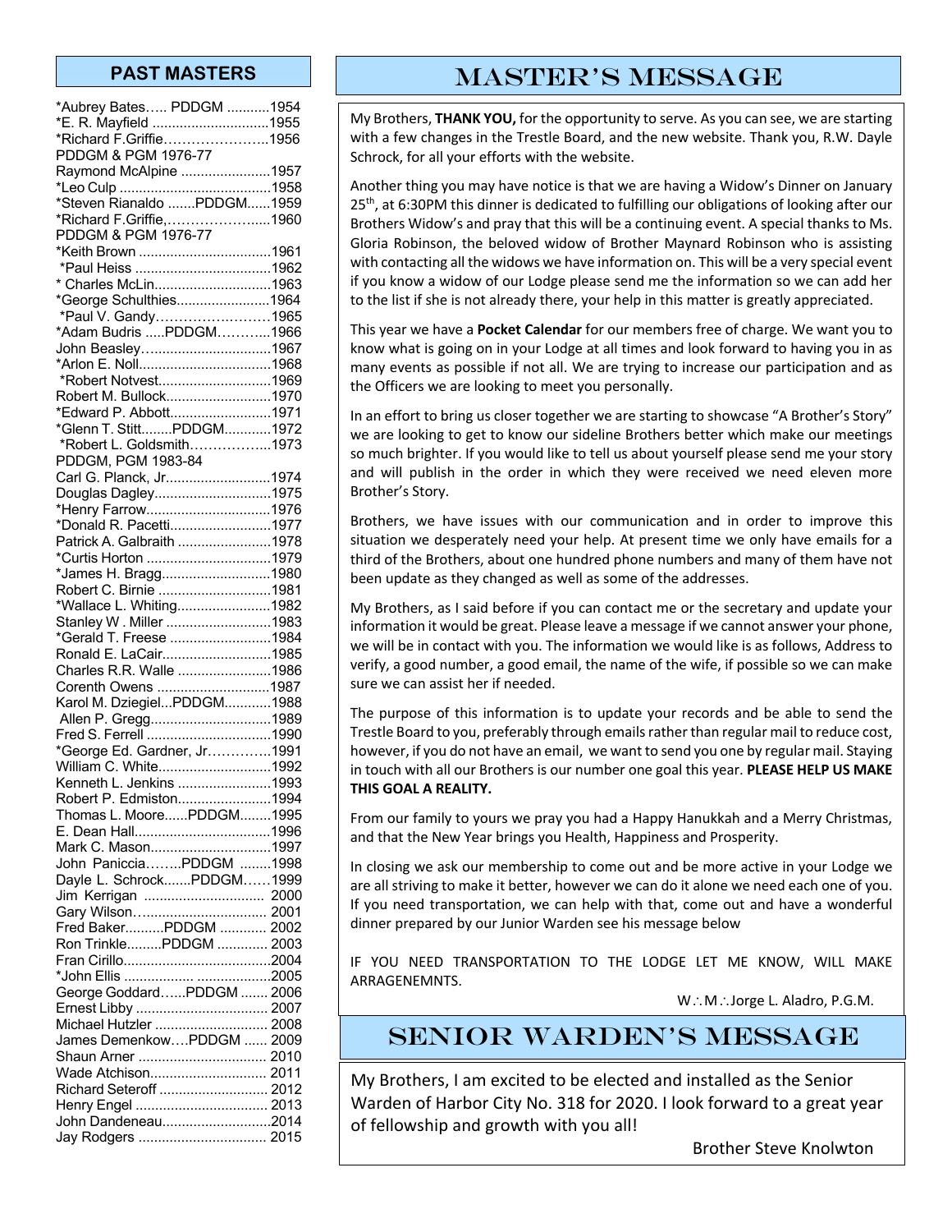## PAST MASTERS

*Aubrey Bates….. PDDGM ...........1954
*E. R. Mayfield ...............................1955
*Richard F.Griffie…………………..1956
PDDGM & PGM 1976-77
Raymond McAlpine .......................1957
*Leo Culp .......................................1958
*Steven Rianaldo .......PDDGM......1959
*Richard F.Griffie,…………………....1960
PDDGM & PGM 1976-77
*Keith Brown ..................................1961
*Paul Heiss ....................................1962
* Charles McLin...............................1963
*George Schulthies........................1964
*Paul V. Gandy……………………1965
*Adam Budris .....PDDGM………...1966
John Beasley…..............................1967
*Arlon E. Noll...................................1968
*Robert Notvest.............................1969
Robert M. Bullock...........................1970
*Edward P. Abbott..........................1971
*Glenn T. Stitt........PDDGM............1972
*Robert L. Goldsmith……………....1973
PDDGM, PGM 1983-84
Carl G. Planck, Jr...........................1974
Douglas Dagley..............................1975
*Henry Farrow.................................1976
*Donald R. Pacetti..........................1977
Patrick A. Galbraith ........................1978
*Curtis Horton ................................1979
*James H. Bragg............................1980
Robert C. Birnie .............................1981
*Wallace L. Whiting........................1982
Stanley W . Miller ...........................1983
*Gerald T. Freese ..........................1984
Ronald E. LaCair............................1985
Charles R.R. Walle ........................1986
Corenth Owens .............................1987
Karol M. Dziegiel...PDDGM............1988
Allen P. Gregg...............................1989
Fred S. Ferrell ................................1990
*George Ed. Gardner, Jr…………..1991
William C. White.............................1992
Kenneth L. Jenkins ........................1993
Robert P. Edmiston........................1994
Thomas L. Moore......PDDGM........1995
E. Dean Hall...................................1996
Mark C. Mason...............................1997
John Paniccia……..PDDGM ........1998
Dayle L. Schrock.......PDDGM……1999
Jim Kerrigan .............................. 2000
Gary Wilson…............................... 2001
Fred Baker..........PDDGM ............ 2002
Ron Trinkle.........PDDGM ............. 2003
Fran Cirillo......................................2004
*John Ellis .................. ..................2005
George Goddard…...PDDGM ....... 2006
Ernest Libby .................................. 2007
Michael Hutzler ............................. 2008
James Demenkow….PDDGM ...... 2009
Shaun Arner ................................. 2010
Wade Atchison.............................. 2011
Richard Seteroff ............................ 2012
Henry Engel .................................. 2013
John Dandeneau............................2014
Jay Rodgers ................................. 2015

## MASTER'S MESSAGE

My Brothers, **THANK YOU,** for the opportunity to serve. As you can see, we are starting with a few changes in the Trestle Board, and the new website. Thank you, R.W. Dayle Schrock, for all your efforts with the website.

Another thing you may have notice is that we are having a Widow's Dinner on January 25th, at 6:30PM this dinner is dedicated to fulfilling our obligations of looking after our Brothers Widow's and pray that this will be a continuing event. A special thanks to Ms. Gloria Robinson, the beloved widow of Brother Maynard Robinson who is assisting with contacting all the widows we have information on. This will be a very special event if you know a widow of our Lodge please send me the information so we can add her to the list if she is not already there, your help in this matter is greatly appreciated.

This year we have a **Pocket Calendar** for our members free of charge. We want you to know what is going on in your Lodge at all times and look forward to having you in as many events as possible if not all. We are trying to increase our participation and as the Officers we are looking to meet you personally.

In an effort to bring us closer together we are starting to showcase "A Brother's Story" we are looking to get to know our sideline Brothers better which make our meetings so much brighter. If you would like to tell us about yourself please send me your story and will publish in the order in which they were received we need eleven more Brother's Story.

Brothers, we have issues with our communication and in order to improve this situation we desperately need your help. At present time we only have emails for a third of the Brothers, about one hundred phone numbers and many of them have not been update as they changed as well as some of the addresses.

My Brothers, as I said before if you can contact me or the secretary and update your information it would be great. Please leave a message if we cannot answer your phone, we will be in contact with you. The information we would like is as follows, Address to verify, a good number, a good email, the name of the wife, if possible so we can make sure we can assist her if needed.

The purpose of this information is to update your records and be able to send the Trestle Board to you, preferably through emails rather than regular mail to reduce cost, however, if you do not have an email, we want to send you one by regular mail. Staying in touch with all our Brothers is our number one goal this year. **PLEASE HELP US MAKE THIS GOAL A REALITY.**

From our family to yours we pray you had a Happy Hanukkah and a Merry Christmas, and that the New Year brings you Health, Happiness and Prosperity.

In closing we ask our membership to come out and be more active in your Lodge we are all striving to make it better, however we can do it alone we need each one of you. If you need transportation, we can help with that, come out and have a wonderful dinner prepared by our Junior Warden see his message below

IF YOU NEED TRANSPORTATION TO THE LODGE LET ME KNOW, WILL MAKE ARRAGENEMNTS.

W∴M∴Jorge L. Aladro, P.G.M.

## SENIOR WARDEN'S MESSAGE

My Brothers, I am excited to be elected and installed as the Senior Warden of Harbor City No. 318 for 2020. I look forward to a great year of fellowship and growth with you all!

Brother Steve Knolwton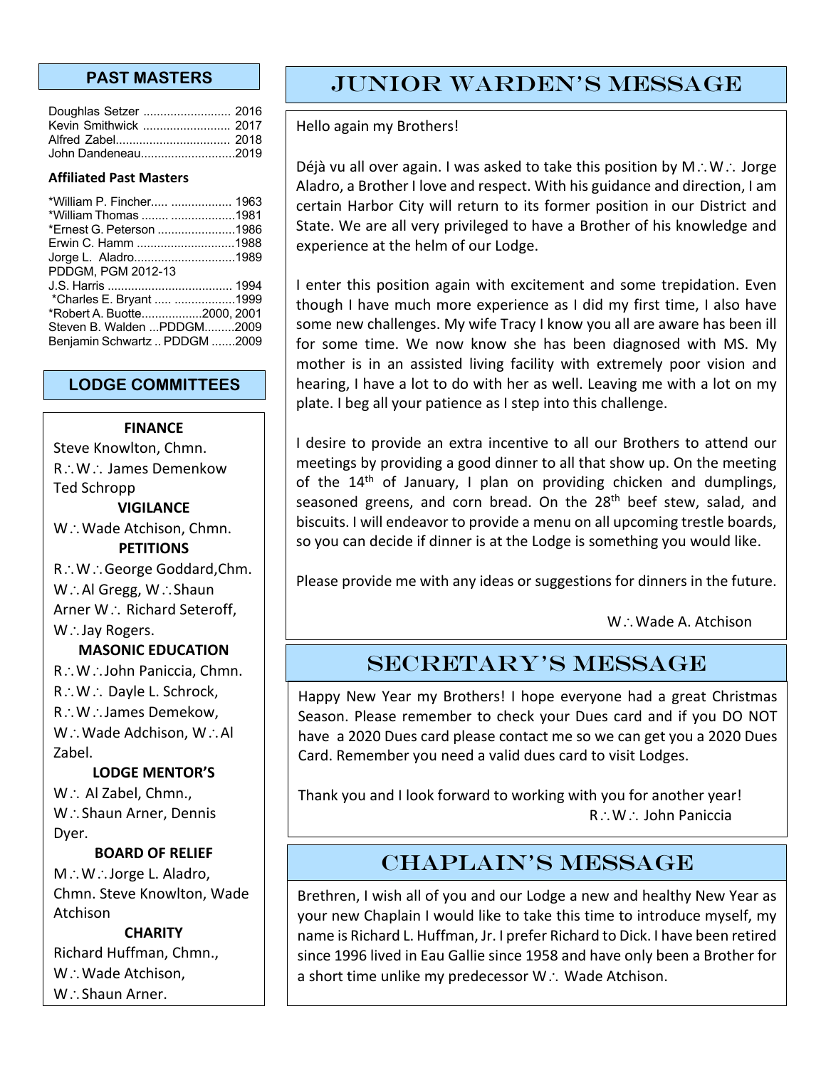## PAST MASTERS

Doughlas Setzer .......................... 2016
Kevin Smithwick .......................... 2017
Alfred Zabel.................................. 2018
John Dandeneau.............................2019

**Affiliated Past Masters**

*William P. Fincher..... .................. 1963
*William Thomas ........ ...................1981
*Ernest G. Peterson .......................1986
Erwin C. Hamm .............................1988
Jorge L. Aladro..............................1989
PDDGM, PGM 2012-13
J.S. Harris ..................................... 1994
*Charles E. Bryant ..... ..................1999
*Robert A. Buotte..................2000, 2001
Steven B. Walden ...PDDGM.........2009
Benjamin Schwartz .. PDDGM .......2009

## LODGE COMMITTEES

**FINANCE**
Steve Knowlton, Chmn.
R∴W∴ James Demenkow
Ted Schropp

**VIGILANCE**
W∴Wade Atchison, Chmn.

**PETITIONS**
R∴W∴George Goddard,Chm.
W∴Al Gregg, W∴Shaun Arner W∴ Richard Seteroff, W∴Jay Rogers.

**MASONIC EDUCATION**
R∴W∴John Paniccia, Chmn.
R∴W∴ Dayle L. Schrock,
R∴W∴James Demekow,
W∴Wade Adchison, W∴Al Zabel.

**LODGE MENTOR'S**
W∴ Al Zabel, Chmn.,
W∴Shaun Arner, Dennis Dyer.

**BOARD OF RELIEF**
M∴W∴Jorge L. Aladro, Chmn. Steve Knowlton, Wade Atchison

**CHARITY**
Richard Huffman, Chmn.,
W∴Wade Atchison,
W∴Shaun Arner.

# JUNIOR WARDEN'S MESSAGE

Hello again my Brothers!

Déjà vu all over again. I was asked to take this position by M∴W∴ Jorge Aladro, a Brother I love and respect. With his guidance and direction, I am certain Harbor City will return to its former position in our District and State. We are all very privileged to have a Brother of his knowledge and experience at the helm of our Lodge.

I enter this position again with excitement and some trepidation. Even though I have much more experience as I did my first time, I also have some new challenges. My wife Tracy I know you all are aware has been ill for some time. We now know she has been diagnosed with MS. My mother is in an assisted living facility with extremely poor vision and hearing, I have a lot to do with her as well. Leaving me with a lot on my plate. I beg all your patience as I step into this challenge.

I desire to provide an extra incentive to all our Brothers to attend our meetings by providing a good dinner to all that show up. On the meeting of the 14th of January, I plan on providing chicken and dumplings, seasoned greens, and corn bread. On the 28th beef stew, salad, and biscuits. I will endeavor to provide a menu on all upcoming trestle boards, so you can decide if dinner is at the Lodge is something you would like.

Please provide me with any ideas or suggestions for dinners in the future.

W∴Wade A. Atchison

# SECRETARY'S MESSAGE

Happy New Year my Brothers! I hope everyone had a great Christmas Season. Please remember to check your Dues card and if you DO NOT have a 2020 Dues card please contact me so we can get you a 2020 Dues Card. Remember you need a valid dues card to visit Lodges.

Thank you and I look forward to working with you for another year!

R∴W∴ John Paniccia

# CHAPLAIN'S MESSAGE

Brethren, I wish all of you and our Lodge a new and healthy New Year as your new Chaplain I would like to take this time to introduce myself, my name is Richard L. Huffman, Jr. I prefer Richard to Dick. I have been retired since 1996 lived in Eau Gallie since 1958 and have only been a Brother for a short time unlike my predecessor W∴ Wade Atchison.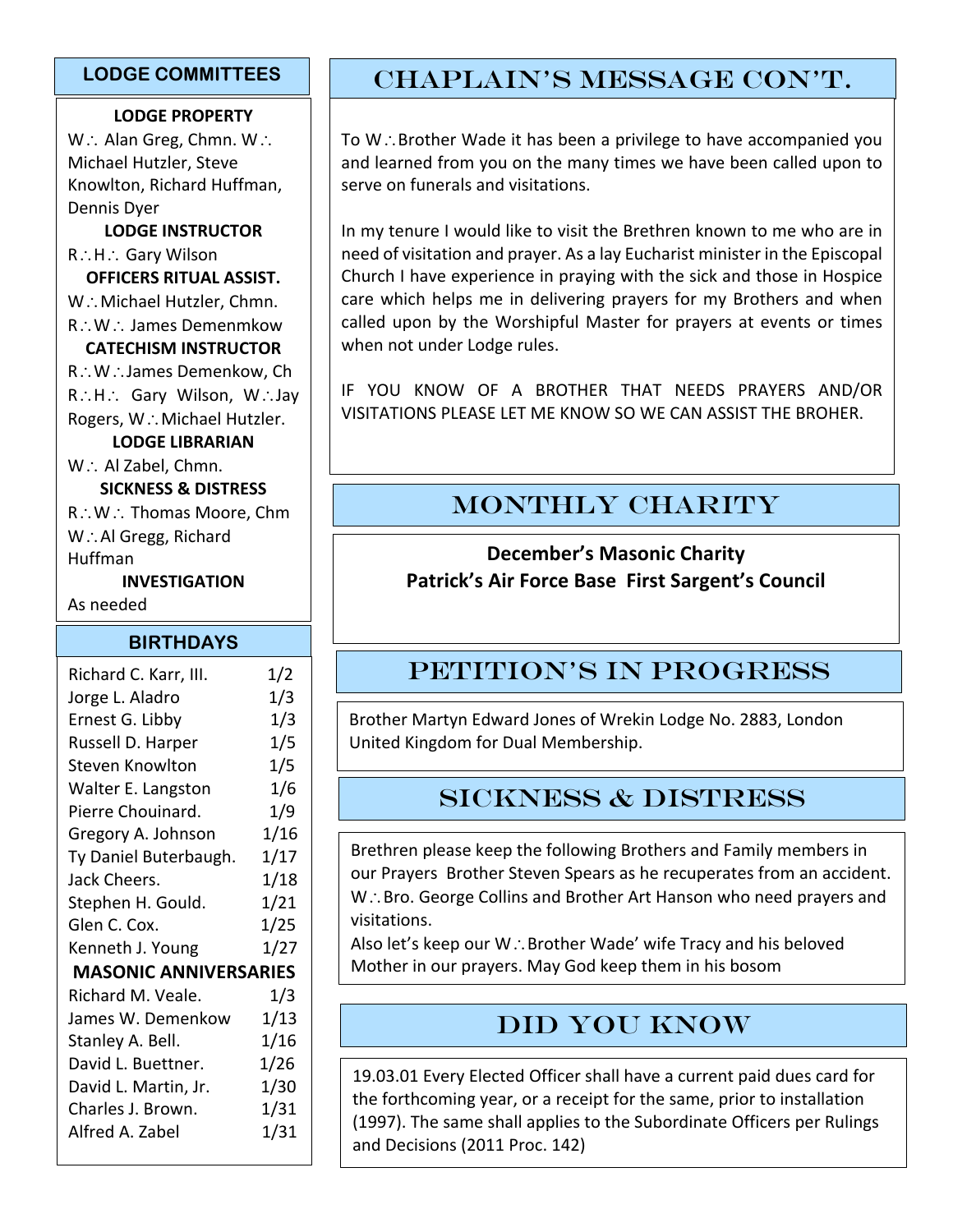## LODGE COMMITTEES

**LODGE PROPERTY**

W∴ Alan Greg, Chmn. W∴ Michael Hutzler, Steve Knowlton, Richard Huffman, Dennis Dyer

**LODGE INSTRUCTOR**

R∴H∴ Gary Wilson

**OFFICERS RITUAL ASSIST.**

W∴Michael Hutzler, Chmn.
R∴W∴ James Demenmkow

**CATECHISM INSTRUCTOR**

R∴W∴James Demenkow, Ch
R∴H∴ Gary Wilson, W∴Jay Rogers, W∴Michael Hutzler.

**LODGE LIBRARIAN**

W∴ Al Zabel, Chmn.

**SICKNESS & DISTRESS**

R∴W∴ Thomas Moore, Chm
W∴Al Gregg, Richard Huffman

**INVESTIGATION**

As needed

## BIRTHDAYS

| | |
|---|---|
| Richard C. Karr, III. | 1/2 |
| Jorge L. Aladro | 1/3 |
| Ernest G. Libby | 1/3 |
| Russell D. Harper | 1/5 |
| Steven Knowlton | 1/5 |
| Walter E. Langston | 1/6 |
| Pierre Chouinard. | 1/9 |
| Gregory A. Johnson | 1/16 |
| Ty Daniel Buterbaugh. | 1/17 |
| Jack Cheers. | 1/18 |
| Stephen H. Gould. | 1/21 |
| Glen C. Cox. | 1/25 |
| Kenneth J. Young | 1/27 |

**MASONIC ANNIVERSARIES**

| | |
|---|---|
| Richard M. Veale. | 1/3 |
| James W. Demenkow | 1/13 |
| Stanley A. Bell. | 1/16 |
| David L. Buettner. | 1/26 |
| David L. Martin, Jr. | 1/30 |
| Charles J. Brown. | 1/31 |
| Alfred A. Zabel | 1/31 |

## CHAPLAIN'S MESSAGE CON'T.

To W∴Brother Wade it has been a privilege to have accompanied you and learned from you on the many times we have been called upon to serve on funerals and visitations.

In my tenure I would like to visit the Brethren known to me who are in need of visitation and prayer. As a lay Eucharist minister in the Episcopal Church I have experience in praying with the sick and those in Hospice care which helps me in delivering prayers for my Brothers and when called upon by the Worshipful Master for prayers at events or times when not under Lodge rules.

IF YOU KNOW OF A BROTHER THAT NEEDS PRAYERS AND/OR VISITATIONS PLEASE LET ME KNOW SO WE CAN ASSIST THE BROHER.

## MONTHLY CHARITY

**December's Masonic Charity**
**Patrick's Air Force Base First Sargent's Council**

## PETITION'S IN PROGRESS

Brother Martyn Edward Jones of Wrekin Lodge No. 2883, London United Kingdom for Dual Membership.

## SICKNESS & DISTRESS

Brethren please keep the following Brothers and Family members in our Prayers Brother Steven Spears as he recuperates from an accident. W∴Bro. George Collins and Brother Art Hanson who need prayers and visitations.
Also let's keep our W∴Brother Wade' wife Tracy and his beloved Mother in our prayers. May God keep them in his bosom

## DID YOU KNOW

19.03.01 Every Elected Officer shall have a current paid dues card for the forthcoming year, or a receipt for the same, prior to installation (1997). The same shall applies to the Subordinate Officers per Rulings and Decisions (2011 Proc. 142)